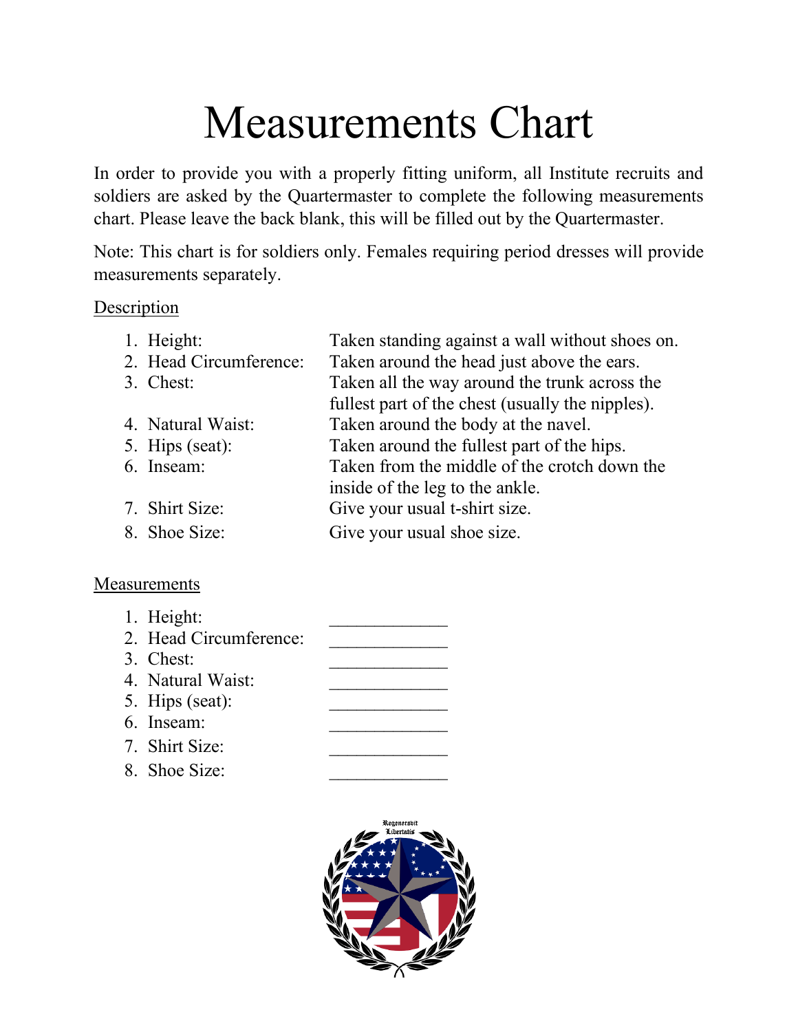# Measurements Chart

In order to provide you with a properly fitting uniform, all Institute recruits and soldiers are asked by the Quartermaster to complete the following measurements chart. Please leave the back blank, this will be filled out by the Quartermaster.

Note: This chart is for soldiers only. Females requiring period dresses will provide measurements separately.

Description

1. Height: Taken standing against a wall without shoes on.
2. Head Circumference: Taken around the head just above the ears.
3. Chest: Taken all the way around the trunk across the fullest part of the chest (usually the nipples).
4. Natural Waist: Taken around the body at the navel.
5. Hips (seat): Taken around the fullest part of the hips.
6. Inseam: Taken from the middle of the crotch down the inside of the leg to the ankle.
7. Shirt Size: Give your usual t-shirt size.
8. Shoe Size: Give your usual shoe size.

Measurements

1. Height: _____________
2. Head Circumference: _____________
3. Chest: _____________
4. Natural Waist: _____________
5. Hips (seat): _____________
6. Inseam: _____________
7. Shirt Size: _____________
8. Shoe Size: _____________

Regenerabit Libertatis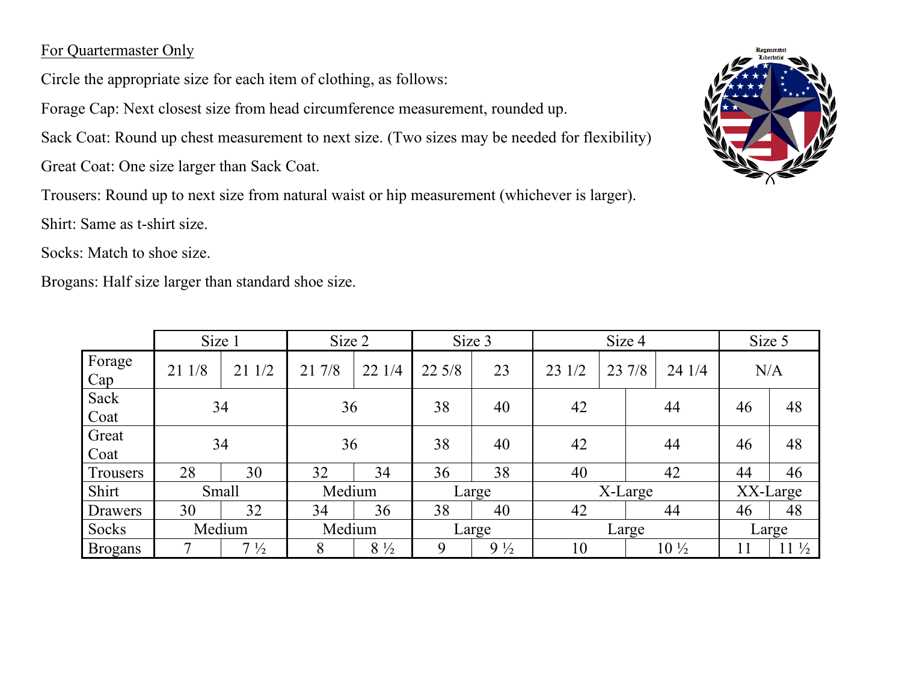For Quartermaster Only

Circle the appropriate size for each item of clothing, as follows:

Forage Cap: Next closest size from head circumference measurement, rounded up.

Sack Coat: Round up chest measurement to next size. (Two sizes may be needed for flexibility)

Great Coat: One size larger than Sack Coat.

Trousers: Round up to next size from natural waist or hip measurement (whichever is larger).

Shirt: Same as t-shirt size.

Socks: Match to shoe size.

Brogans: Half size larger than standard shoe size.

| | Size 1 | | Size 2 | | Size 3 | | Size 4 | | | Size 5 | |
|---|---|---|---|---|---|---|---|---|---|---|---|
| Forage Cap | 21 1/8 | 21 1/2 | 21 7/8 | 22 1/4 | 22 5/8 | 23 | 23 1/2 | 23 7/8 | 24 1/4 | N/A | |
| Sack Coat | 34 | | 36 | | 38 | 40 | 42 | 44 | | 46 | 48 |
| Great Coat | 34 | | 36 | | 38 | 40 | 42 | 44 | | 46 | 48 |
| Trousers | 28 | 30 | 32 | 34 | 36 | 38 | 40 | 42 | | 44 | 46 |
| Shirt | Small | | Medium | | Large | | X-Large | | | XX-Large | |
| Drawers | 30 | 32 | 34 | 36 | 38 | 40 | 42 | 44 | | 46 | 48 |
| Socks | Medium | | Medium | | Large | | Large | | | Large | |
| Brogans | 7 | 7 ½ | 8 | 8 ½ | 9 | 9 ½ | 10 | 10 ½ | | 11 | 11 ½ |